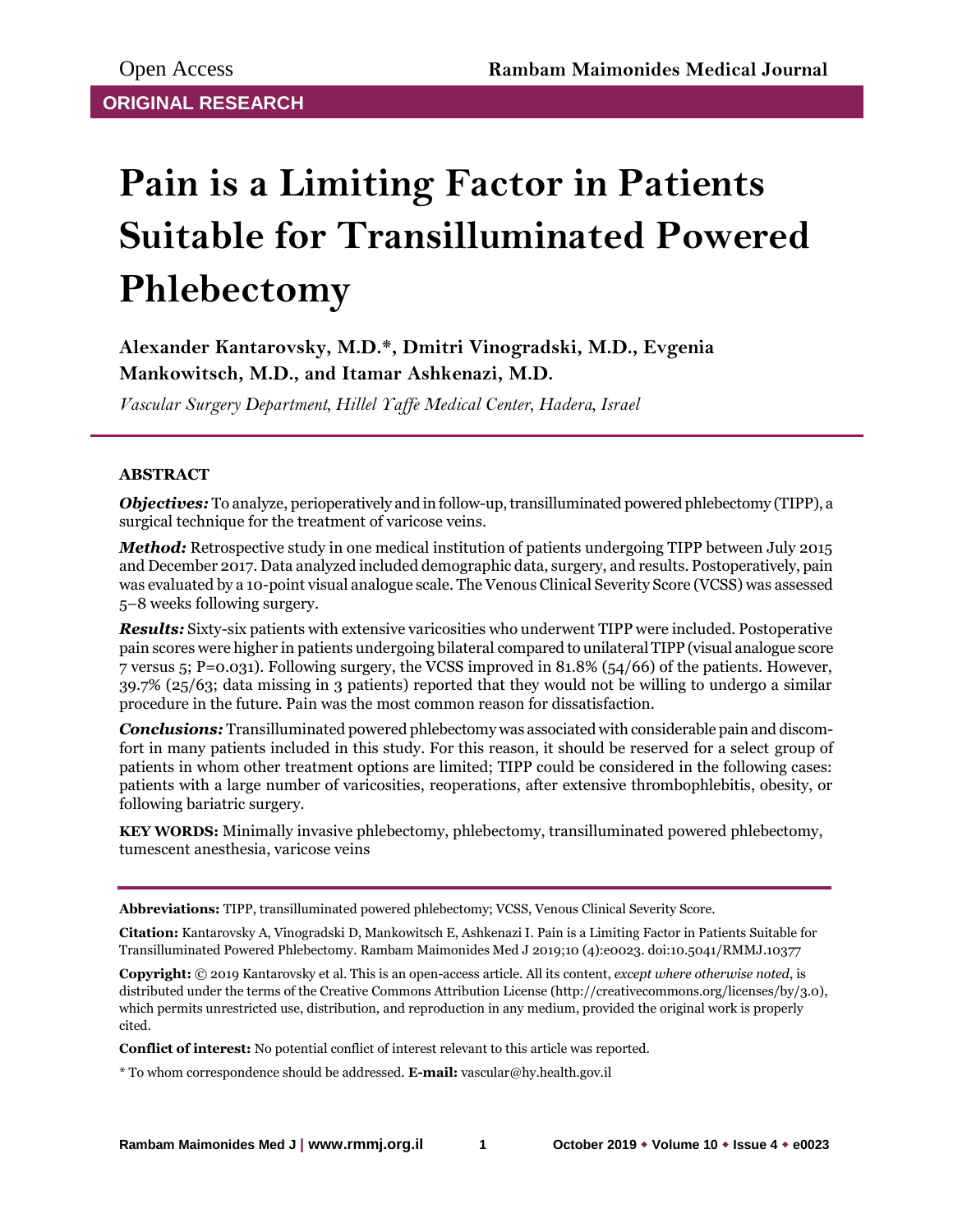ORIGINAL RESEARCH

# Pain is a Limiting Factor in Patients Suitable for Transilluminated Powered Phlebectomy

**Alexander Kantarovsky, M.D.*, Dmitri Vinogradski, M.D., Evgenia Mankowitsch, M.D., and Itamar Ashkenazi, M.D.**

*Vascular Surgery Department, Hillel Yaffe Medical Center, Hadera, Israel*

## ABSTRACT

***Objectives:*** To analyze, perioperatively and in follow-up, transilluminated powered phlebectomy (TIPP), a surgical technique for the treatment of varicose veins.

***Method:*** Retrospective study in one medical institution of patients undergoing TIPP between July 2015 and December 2017. Data analyzed included demographic data, surgery, and results. Postoperatively, pain was evaluated by a 10-point visual analogue scale. The Venous Clinical Severity Score (VCSS) was assessed 5–8 weeks following surgery.

***Results:*** Sixty-six patients with extensive varicosities who underwent TIPP were included. Postoperative pain scores were higher in patients undergoing bilateral compared to unilateral TIPP (visual analogue score 7 versus 5; P=0.031). Following surgery, the VCSS improved in 81.8% (54/66) of the patients. However, 39.7% (25/63; data missing in 3 patients) reported that they would not be willing to undergo a similar procedure in the future. Pain was the most common reason for dissatisfaction.

***Conclusions:*** Transilluminated powered phlebectomy was associated with considerable pain and discomfort in many patients included in this study. For this reason, it should be reserved for a select group of patients in whom other treatment options are limited; TIPP could be considered in the following cases: patients with a large number of varicosities, reoperations, after extensive thrombophlebitis, obesity, or following bariatric surgery.

**KEY WORDS:** Minimally invasive phlebectomy, phlebectomy, transilluminated powered phlebectomy, tumescent anesthesia, varicose veins

---

**Abbreviations:** TIPP, transilluminated powered phlebectomy; VCSS, Venous Clinical Severity Score.

**Citation:** Kantarovsky A, Vinogradski D, Mankowitsch E, Ashkenazi I. Pain is a Limiting Factor in Patients Suitable for Transilluminated Powered Phlebectomy. Rambam Maimonides Med J 2019;10 (4):e0023. doi:10.5041/RMMJ.10377

**Copyright:** © 2019 Kantarovsky et al. This is an open-access article. All its content, *except where otherwise noted*, is distributed under the terms of the Creative Commons Attribution License (http://creativecommons.org/licenses/by/3.0), which permits unrestricted use, distribution, and reproduction in any medium, provided the original work is properly cited.

**Conflict of interest:** No potential conflict of interest relevant to this article was reported.

\* To whom correspondence should be addressed. **E-mail:** vascular@hy.health.gov.il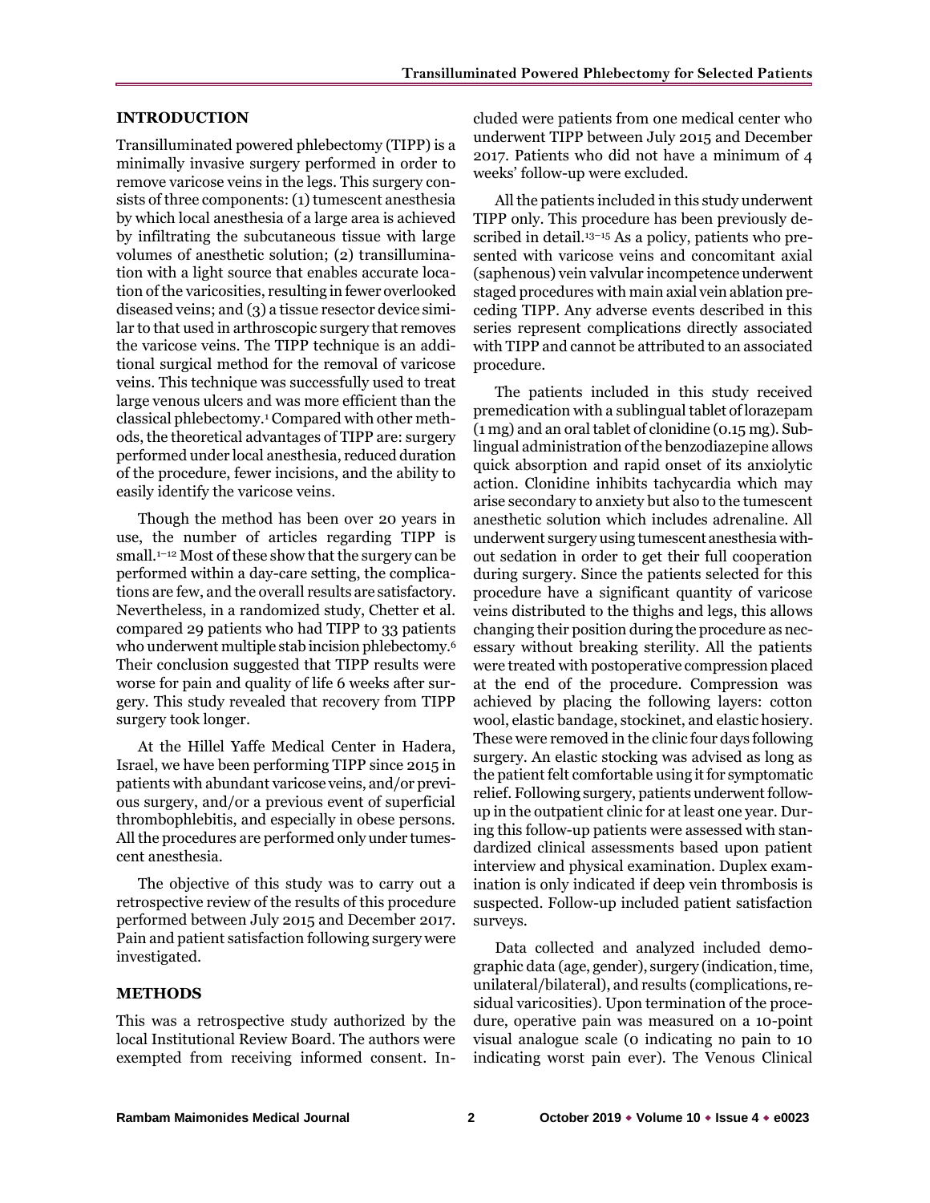## INTRODUCTION

Transilluminated powered phlebectomy (TIPP) is a minimally invasive surgery performed in order to remove varicose veins in the legs. This surgery consists of three components: (1) tumescent anesthesia by which local anesthesia of a large area is achieved by infiltrating the subcutaneous tissue with large volumes of anesthetic solution; (2) transillumination with a light source that enables accurate location of the varicosities, resulting in fewer overlooked diseased veins; and (3) a tissue resector device similar to that used in arthroscopic surgery that removes the varicose veins. The TIPP technique is an additional surgical method for the removal of varicose veins. This technique was successfully used to treat large venous ulcers and was more efficient than the classical phlebectomy.[1] Compared with other methods, the theoretical advantages of TIPP are: surgery performed under local anesthesia, reduced duration of the procedure, fewer incisions, and the ability to easily identify the varicose veins.

Though the method has been over 20 years in use, the number of articles regarding TIPP is small.[1–12] Most of these show that the surgery can be performed within a day-care setting, the complications are few, and the overall results are satisfactory. Nevertheless, in a randomized study, Chetter et al. compared 29 patients who had TIPP to 33 patients who underwent multiple stab incision phlebectomy.[6] Their conclusion suggested that TIPP results were worse for pain and quality of life 6 weeks after surgery. This study revealed that recovery from TIPP surgery took longer.

At the Hillel Yaffe Medical Center in Hadera, Israel, we have been performing TIPP since 2015 in patients with abundant varicose veins, and/or previous surgery, and/or a previous event of superficial thrombophlebitis, and especially in obese persons. All the procedures are performed only under tumescent anesthesia.

The objective of this study was to carry out a retrospective review of the results of this procedure performed between July 2015 and December 2017. Pain and patient satisfaction following surgery were investigated.

## METHODS

This was a retrospective study authorized by the local Institutional Review Board. The authors were exempted from receiving informed consent. Included were patients from one medical center who underwent TIPP between July 2015 and December 2017. Patients who did not have a minimum of 4 weeks' follow-up were excluded.

All the patients included in this study underwent TIPP only. This procedure has been previously described in detail.[13–15] As a policy, patients who presented with varicose veins and concomitant axial (saphenous) vein valvular incompetence underwent staged procedures with main axial vein ablation preceding TIPP. Any adverse events described in this series represent complications directly associated with TIPP and cannot be attributed to an associated procedure.

The patients included in this study received premedication with a sublingual tablet of lorazepam (1 mg) and an oral tablet of clonidine (0.15 mg). Sublingual administration of the benzodiazepine allows quick absorption and rapid onset of its anxiolytic action. Clonidine inhibits tachycardia which may arise secondary to anxiety but also to the tumescent anesthetic solution which includes adrenaline. All underwent surgery using tumescent anesthesia without sedation in order to get their full cooperation during surgery. Since the patients selected for this procedure have a significant quantity of varicose veins distributed to the thighs and legs, this allows changing their position during the procedure as necessary without breaking sterility. All the patients were treated with postoperative compression placed at the end of the procedure. Compression was achieved by placing the following layers: cotton wool, elastic bandage, stockinet, and elastic hosiery. These were removed in the clinic four days following surgery. An elastic stocking was advised as long as the patient felt comfortable using it for symptomatic relief. Following surgery, patients underwent follow-up in the outpatient clinic for at least one year. During this follow-up patients were assessed with standardized clinical assessments based upon patient interview and physical examination. Duplex examination is only indicated if deep vein thrombosis is suspected. Follow-up included patient satisfaction surveys.

Data collected and analyzed included demographic data (age, gender), surgery (indication, time, unilateral/bilateral), and results (complications, residual varicosities). Upon termination of the procedure, operative pain was measured on a 10-point visual analogue scale (0 indicating no pain to 10 indicating worst pain ever). The Venous Clinical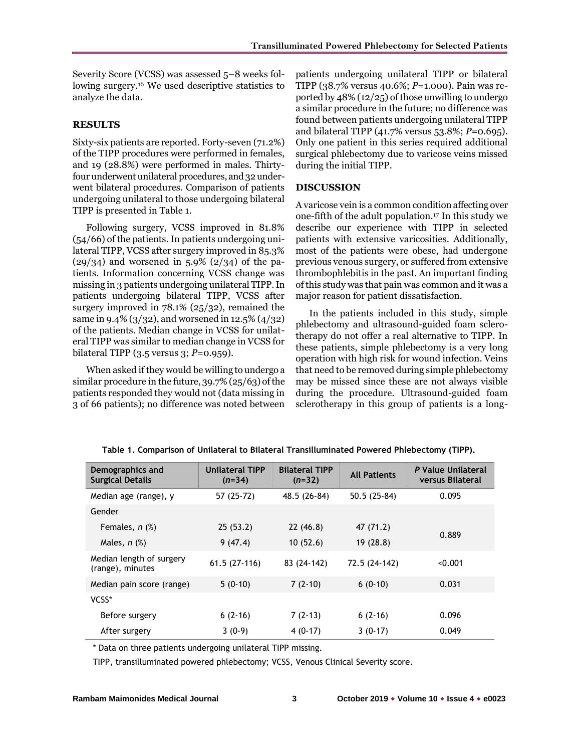Severity Score (VCSS) was assessed 5–8 weeks following surgery.[16] We used descriptive statistics to analyze the data.

## RESULTS

Sixty-six patients are reported. Forty-seven (71.2%) of the TIPP procedures were performed in females, and 19 (28.8%) were performed in males. Thirty-four underwent unilateral procedures, and 32 underwent bilateral procedures. Comparison of patients undergoing unilateral to those undergoing bilateral TIPP is presented in Table 1.

Following surgery, VCSS improved in 81.8% (54/66) of the patients. In patients undergoing unilateral TIPP, VCSS after surgery improved in 85.3% (29/34) and worsened in 5.9% (2/34) of the patients. Information concerning VCSS change was missing in 3 patients undergoing unilateral TIPP. In patients undergoing bilateral TIPP, VCSS after surgery improved in 78.1% (25/32), remained the same in 9.4% (3/32), and worsened in 12.5% (4/32) of the patients. Median change in VCSS for unilateral TIPP was similar to median change in VCSS for bilateral TIPP (3.5 versus 3; *P*=0.959).

When asked if they would be willing to undergo a similar procedure in the future, 39.7% (25/63) of the patients responded they would not (data missing in 3 of 66 patients); no difference was noted between patients undergoing unilateral TIPP or bilateral TIPP (38.7% versus 40.6%; *P*=1.000). Pain was reported by 48% (12/25) of those unwilling to undergo a similar procedure in the future; no difference was found between patients undergoing unilateral TIPP and bilateral TIPP (41.7% versus 53.8%; *P*=0.695). Only one patient in this series required additional surgical phlebectomy due to varicose veins missed during the initial TIPP.

## DISCUSSION

A varicose vein is a common condition affecting over one-fifth of the adult population.[17] In this study we describe our experience with TIPP in selected patients with extensive varicosities. Additionally, most of the patients were obese, had undergone previous venous surgery, or suffered from extensive thrombophlebitis in the past. An important finding of this study was that pain was common and it was a major reason for patient dissatisfaction.

In the patients included in this study, simple phlebectomy and ultrasound-guided foam sclerotherapy do not offer a real alternative to TIPP. In these patients, simple phlebectomy is a very long operation with high risk for wound infection. Veins that need to be removed during simple phlebectomy may be missed since these are not always visible during the procedure. Ultrasound-guided foam sclerotherapy in this group of patients is a long-

**Table 1. Comparison of Unilateral to Bilateral Transilluminated Powered Phlebectomy (TIPP).**

| Demographics and Surgical Details | Unilateral TIPP (*n*=34) | Bilateral TIPP (*n*=32) | All Patients | *P* Value Unilateral versus Bilateral |
|---|---|---|---|---|
| Median age (range), y | 57 (25-72) | 48.5 (26-84) | 50.5 (25-84) | 0.095 |
| Gender | | | | |
| Females, *n* (%) | 25 (53.2) | 22 (46.8) | 47 (71.2) | 0.889 |
| Males, *n* (%) | 9 (47.4) | 10 (52.6) | 19 (28.8) | |
| Median length of surgery (range), minutes | 61.5 (27-116) | 83 (24-142) | 72.5 (24-142) | <0.001 |
| Median pain score (range) | 5 (0-10) | 7 (2-10) | 6 (0-10) | 0.031 |
| VCSS* | | | | |
| Before surgery | 6 (2-16) | 7 (2-13) | 6 (2-16) | 0.096 |
| After surgery | 3 (0-9) | 4 (0-17) | 3 (0-17) | 0.049 |

\* Data on three patients undergoing unilateral TIPP missing.

TIPP, transilluminated powered phlebectomy; VCSS, Venous Clinical Severity score.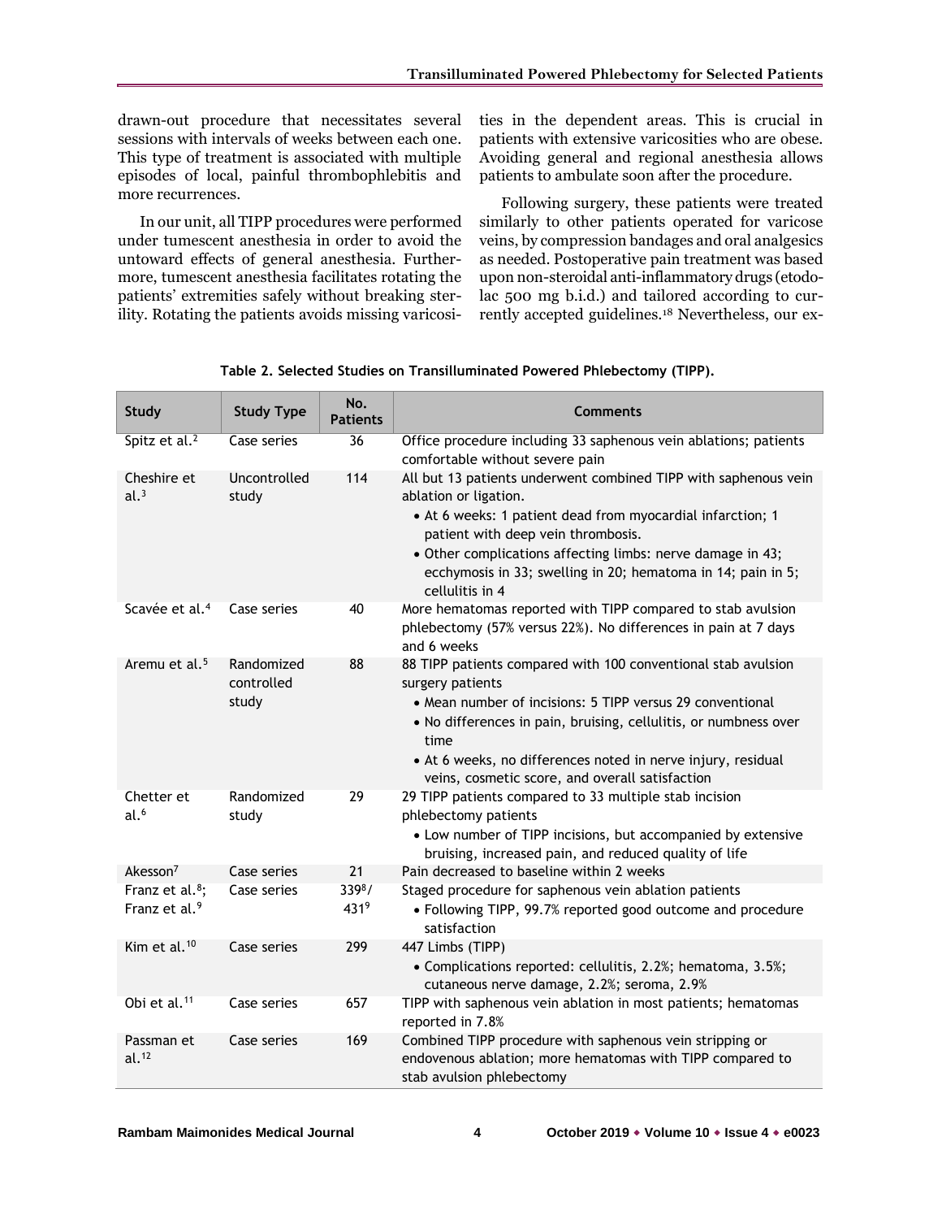drawn-out procedure that necessitates several sessions with intervals of weeks between each one. This type of treatment is associated with multiple episodes of local, painful thrombophlebitis and more recurrences.

In our unit, all TIPP procedures were performed under tumescent anesthesia in order to avoid the untoward effects of general anesthesia. Furthermore, tumescent anesthesia facilitates rotating the patients' extremities safely without breaking sterility. Rotating the patients avoids missing varicosities in the dependent areas. This is crucial in patients with extensive varicosities who are obese. Avoiding general and regional anesthesia allows patients to ambulate soon after the procedure.

Following surgery, these patients were treated similarly to other patients operated for varicose veins, by compression bandages and oral analgesics as needed. Postoperative pain treatment was based upon non-steroidal anti-inflammatory drugs (etodolac 500 mg b.i.d.) and tailored according to currently accepted guidelines.[18] Nevertheless, our ex-

**Table 2. Selected Studies on Transilluminated Powered Phlebectomy (TIPP).**

| Study | Study Type | No. Patients | Comments |
|---|---|---|---|
| Spitz et al.[2] | Case series | 36 | Office procedure including 33 saphenous vein ablations; patients comfortable without severe pain |
| Cheshire et al.[3] | Uncontrolled study | 114 | All but 13 patients underwent combined TIPP with saphenous vein ablation or ligation. • At 6 weeks: 1 patient dead from myocardial infarction; 1 patient with deep vein thrombosis. • Other complications affecting limbs: nerve damage in 43; ecchymosis in 33; swelling in 20; hematoma in 14; pain in 5; cellulitis in 4 |
| Scavée et al.[4] | Case series | 40 | More hematomas reported with TIPP compared to stab avulsion phlebectomy (57% versus 22%). No differences in pain at 7 days and 6 weeks |
| Aremu et al.[5] | Randomized controlled study | 88 | 88 TIPP patients compared with 100 conventional stab avulsion surgery patients • Mean number of incisions: 5 TIPP versus 29 conventional • No differences in pain, bruising, cellulitis, or numbness over time • At 6 weeks, no differences noted in nerve injury, residual veins, cosmetic score, and overall satisfaction |
| Chetter et al.[6] | Randomized study | 29 | 29 TIPP patients compared to 33 multiple stab incision phlebectomy patients • Low number of TIPP incisions, but accompanied by extensive bruising, increased pain, and reduced quality of life |
| Akesson[7] | Case series | 21 | Pain decreased to baseline within 2 weeks |
| Franz et al.[8]; Franz et al.[9] | Case series | 339[8]/ 431[9] | Staged procedure for saphenous vein ablation patients • Following TIPP, 99.7% reported good outcome and procedure satisfaction |
| Kim et al.[10] | Case series | 299 | 447 Limbs (TIPP) • Complications reported: cellulitis, 2.2%; hematoma, 3.5%; cutaneous nerve damage, 2.2%; seroma, 2.9% |
| Obi et al.[11] | Case series | 657 | TIPP with saphenous vein ablation in most patients; hematomas reported in 7.8% |
| Passman et al.[12] | Case series | 169 | Combined TIPP procedure with saphenous vein stripping or endovenous ablation; more hematomas with TIPP compared to stab avulsion phlebectomy |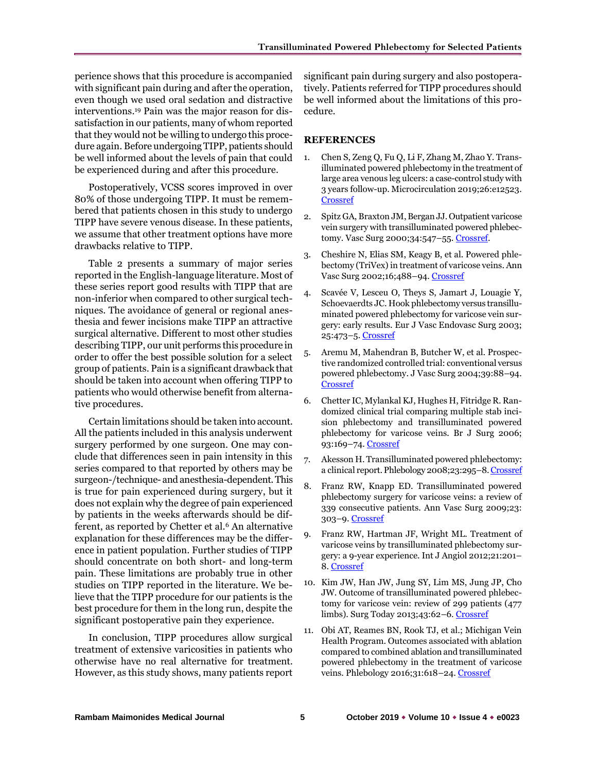perience shows that this procedure is accompanied with significant pain during and after the operation, even though we used oral sedation and distractive interventions.[19] Pain was the major reason for dissatisfaction in our patients, many of whom reported that they would not be willing to undergo this procedure again. Before undergoing TIPP, patients should be well informed about the levels of pain that could be experienced during and after this procedure.

Postoperatively, VCSS scores improved in over 80% of those undergoing TIPP. It must be remembered that patients chosen in this study to undergo TIPP have severe venous disease. In these patients, we assume that other treatment options have more drawbacks relative to TIPP.

Table 2 presents a summary of major series reported in the English-language literature. Most of these series report good results with TIPP that are non-inferior when compared to other surgical techniques. The avoidance of general or regional anesthesia and fewer incisions make TIPP an attractive surgical alternative. Different to most other studies describing TIPP, our unit performs this procedure in order to offer the best possible solution for a select group of patients. Pain is a significant drawback that should be taken into account when offering TIPP to patients who would otherwise benefit from alternative procedures.

Certain limitations should be taken into account. All the patients included in this analysis underwent surgery performed by one surgeon. One may conclude that differences seen in pain intensity in this series compared to that reported by others may be surgeon-/technique- and anesthesia-dependent. This is true for pain experienced during surgery, but it does not explain why the degree of pain experienced by patients in the weeks afterwards should be different, as reported by Chetter et al.[6] An alternative explanation for these differences may be the difference in patient population. Further studies of TIPP should concentrate on both short- and long-term pain. These limitations are probably true in other studies on TIPP reported in the literature. We believe that the TIPP procedure for our patients is the best procedure for them in the long run, despite the significant postoperative pain they experience.

In conclusion, TIPP procedures allow surgical treatment of extensive varicosities in patients who otherwise have no real alternative for treatment. However, as this study shows, many patients report significant pain during surgery and also postoperatively. Patients referred for TIPP procedures should be well informed about the limitations of this procedure.

## REFERENCES

1. Chen S, Zeng Q, Fu Q, Li F, Zhang M, Zhao Y. Transilluminated powered phlebectomy in the treatment of large area venous leg ulcers: a case-control study with 3 years follow-up. Microcirculation 2019;26:e12523. Crossref
2. Spitz GA, Braxton JM, Bergan JJ. Outpatient varicose vein surgery with transilluminated powered phlebectomy. Vasc Surg 2000;34:547–55. Crossref.
3. Cheshire N, Elias SM, Keagy B, et al. Powered phlebectomy (TriVex) in treatment of varicose veins. Ann Vasc Surg 2002;16;488–94. Crossref
4. Scavée V, Lesceu O, Theys S, Jamart J, Louagie Y, Schoevaerdts JC. Hook phlebectomy versus transilluminated powered phlebectomy for varicose vein surgery: early results. Eur J Vasc Endovasc Surg 2003; 25:473–5. Crossref
5. Aremu M, Mahendran B, Butcher W, et al. Prospective randomized controlled trial: conventional versus powered phlebectomy. J Vasc Surg 2004;39:88–94. Crossref
6. Chetter IC, Mylankal KJ, Hughes H, Fitridge R. Randomized clinical trial comparing multiple stab incision phlebectomy and transilluminated powered phlebectomy for varicose veins. Br J Surg 2006; 93:169–74. Crossref
7. Akesson H. Transilluminated powered phlebectomy: a clinical report. Phlebology 2008;23:295–8. Crossref
8. Franz RW, Knapp ED. Transilluminated powered phlebectomy surgery for varicose veins: a review of 339 consecutive patients. Ann Vasc Surg 2009;23: 303–9. Crossref
9. Franz RW, Hartman JF, Wright ML. Treatment of varicose veins by transilluminated phlebectomy surgery: a 9-year experience. Int J Angiol 2012;21:201–8. Crossref
10. Kim JW, Han JW, Jung SY, Lim MS, Jung JP, Cho JW. Outcome of transilluminated powered phlebectomy for varicose vein: review of 299 patients (477 limbs). Surg Today 2013;43:62–6. Crossref
11. Obi AT, Reames BN, Rook TJ, et al.; Michigan Vein Health Program. Outcomes associated with ablation compared to combined ablation and transilluminated powered phlebectomy in the treatment of varicose veins. Phlebology 2016;31:618–24. Crossref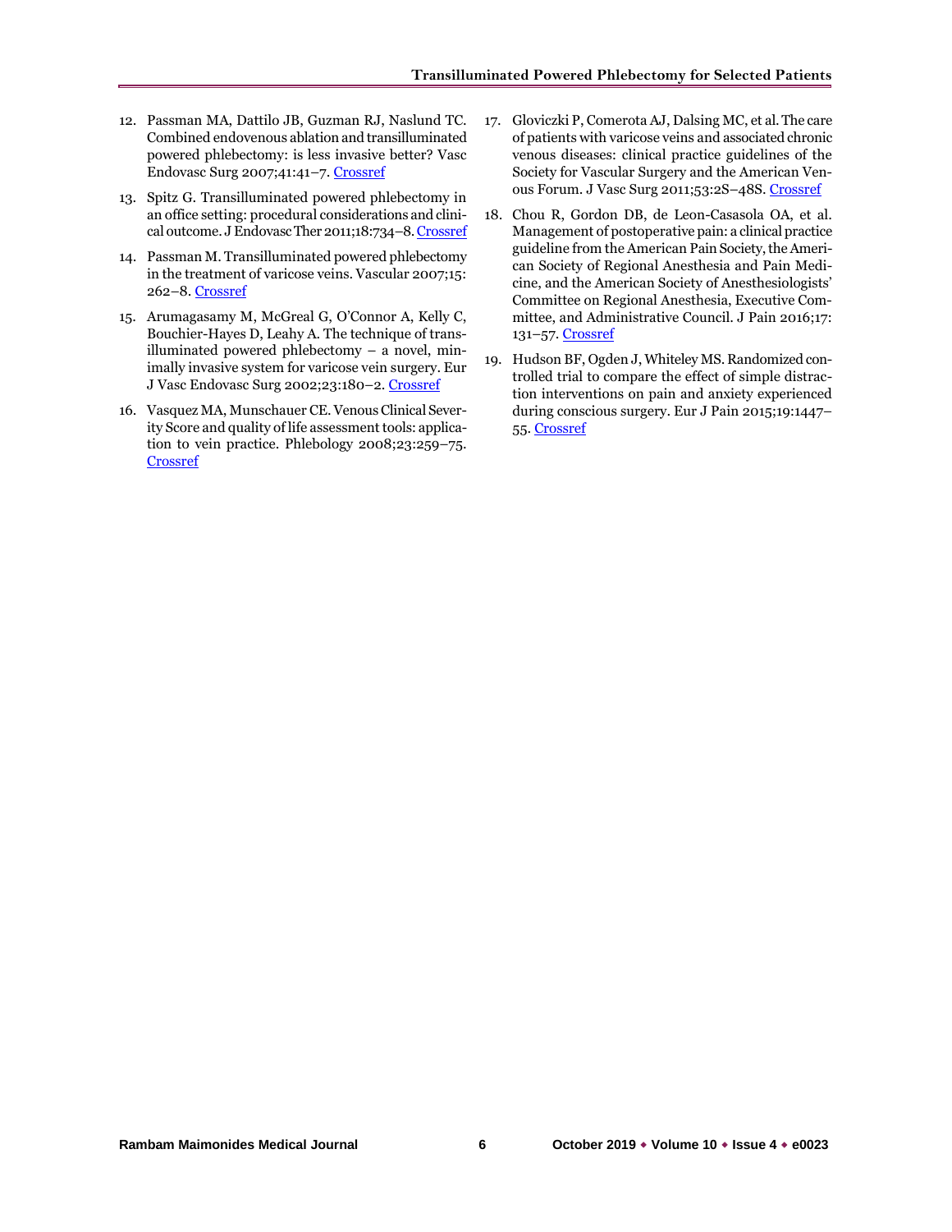12. Passman MA, Dattilo JB, Guzman RJ, Naslund TC. Combined endovenous ablation and transilluminated powered phlebectomy: is less invasive better? Vasc Endovasc Surg 2007;41:41–7. Crossref
13. Spitz G. Transilluminated powered phlebectomy in an office setting: procedural considerations and clinical outcome. J Endovasc Ther 2011;18:734–8. Crossref
14. Passman M. Transilluminated powered phlebectomy in the treatment of varicose veins. Vascular 2007;15:262–8. Crossref
15. Arumagasamy M, McGreal G, O'Connor A, Kelly C, Bouchier-Hayes D, Leahy A. The technique of transilluminated powered phlebectomy – a novel, minimally invasive system for varicose vein surgery. Eur J Vasc Endovasc Surg 2002;23:180–2. Crossref
16. Vasquez MA, Munschauer CE. Venous Clinical Severity Score and quality of life assessment tools: application to vein practice. Phlebology 2008;23:259–75. Crossref
17. Gloviczki P, Comerota AJ, Dalsing MC, et al. The care of patients with varicose veins and associated chronic venous diseases: clinical practice guidelines of the Society for Vascular Surgery and the American Venous Forum. J Vasc Surg 2011;53:2S–48S. Crossref
18. Chou R, Gordon DB, de Leon-Casasola OA, et al. Management of postoperative pain: a clinical practice guideline from the American Pain Society, the American Society of Regional Anesthesia and Pain Medicine, and the American Society of Anesthesiologists' Committee on Regional Anesthesia, Executive Committee, and Administrative Council. J Pain 2016;17:131–57. Crossref
19. Hudson BF, Ogden J, Whiteley MS. Randomized controlled trial to compare the effect of simple distraction interventions on pain and anxiety experienced during conscious surgery. Eur J Pain 2015;19:1447–55. Crossref